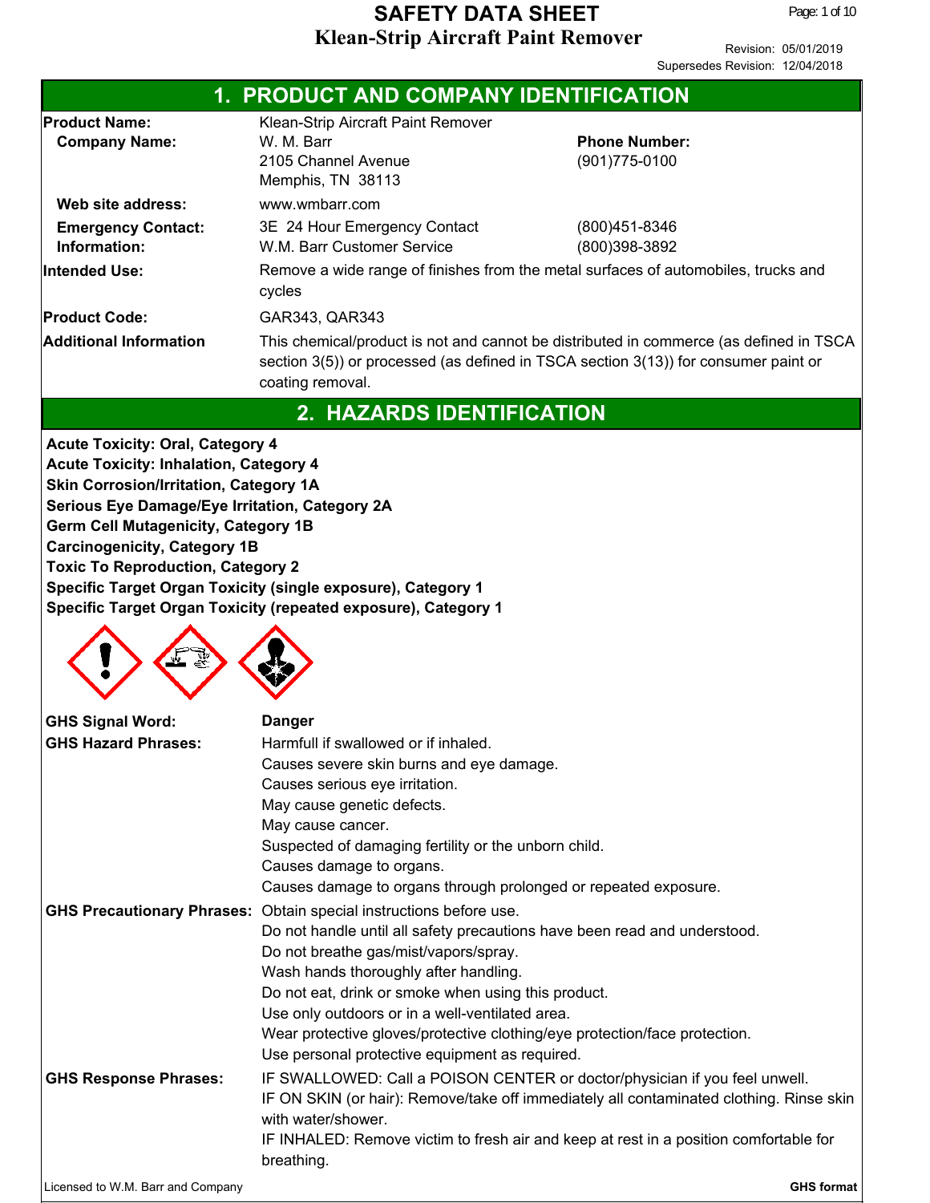# SAFETY DATA SHEET

# Klean-Strip Aircraft Paint Remover

Revision: 05/01/2019
Supersedes Revision: 12/04/2018

## 1. PRODUCT AND COMPANY IDENTIFICATION

| | | |
|---|---|---|
| **Product Name:** | Klean-Strip Aircraft Paint Remover | |
| **Company Name:** | W. M. Barr<br>2105 Channel Avenue<br>Memphis, TN 38113 | **Phone Number:**<br>(901)775-0100 |
| **Web site address:** | www.wmbarr.com | |
| **Emergency Contact: Information:** | 3E 24 Hour Emergency Contact<br>W.M. Barr Customer Service | (800)451-8346<br>(800)398-3892 |
| **Intended Use:** | Remove a wide range of finishes from the metal surfaces of automobiles, trucks and cycles | |
| **Product Code:** | GAR343, QAR343 | |
| **Additional Information** | This chemical/product is not and cannot be distributed in commerce (as defined in TSCA section 3(5)) or processed (as defined in TSCA section 3(13)) for consumer paint or coating removal. | |

## 2. HAZARDS IDENTIFICATION

**Acute Toxicity: Oral, Category 4**
**Acute Toxicity: Inhalation, Category 4**
**Skin Corrosion/Irritation, Category 1A**
**Serious Eye Damage/Eye Irritation, Category 2A**
**Germ Cell Mutagenicity, Category 1B**
**Carcinogenicity, Category 1B**
**Toxic To Reproduction, Category 2**
**Specific Target Organ Toxicity (single exposure), Category 1**
**Specific Target Organ Toxicity (repeated exposure), Category 1**

**GHS Signal Word:** **Danger**

**GHS Hazard Phrases:**
Harmfull if swallowed or if inhaled.
Causes severe skin burns and eye damage.
Causes serious eye irritation.
May cause genetic defects.
May cause cancer.
Suspected of damaging fertility or the unborn child.
Causes damage to organs.
Causes damage to organs through prolonged or repeated exposure.

**GHS Precautionary Phrases:**
Obtain special instructions before use.
Do not handle until all safety precautions have been read and understood.
Do not breathe gas/mist/vapors/spray.
Wash hands thoroughly after handling.
Do not eat, drink or smoke when using this product.
Use only outdoors or in a well-ventilated area.
Wear protective gloves/protective clothing/eye protection/face protection.
Use personal protective equipment as required.

**GHS Response Phrases:**
IF SWALLOWED: Call a POISON CENTER or doctor/physician if you feel unwell.
IF ON SKIN (or hair): Remove/take off immediately all contaminated clothing. Rinse skin with water/shower.
IF INHALED: Remove victim to fresh air and keep at rest in a position comfortable for breathing.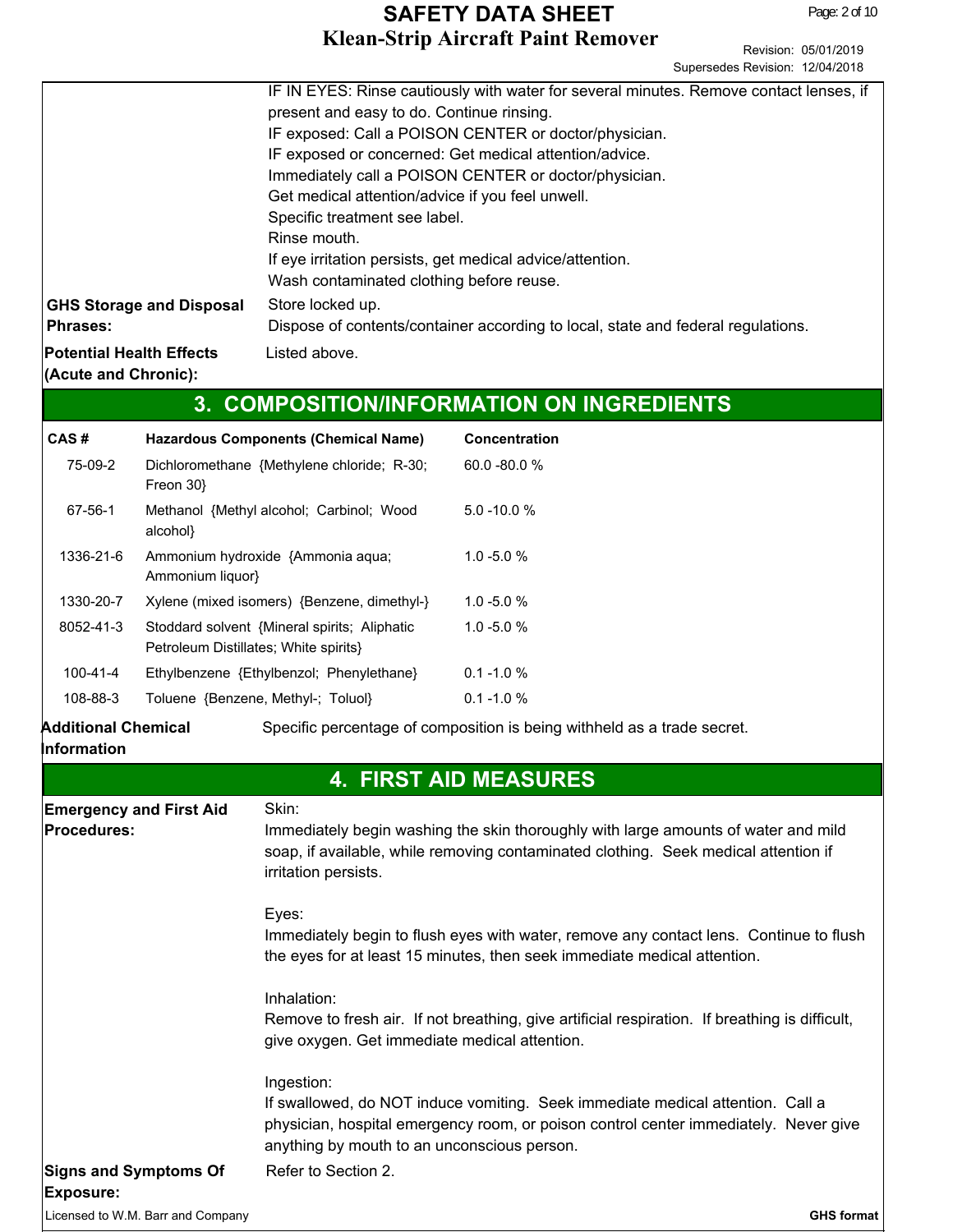IF IN EYES: Rinse cautiously with water for several minutes. Remove contact lenses, if present and easy to do. Continue rinsing.
IF exposed: Call a POISON CENTER or doctor/physician.
IF exposed or concerned: Get medical attention/advice.
Immediately call a POISON CENTER or doctor/physician.
Get medical attention/advice if you feel unwell.
Specific treatment see label.
Rinse mouth.
If eye irritation persists, get medical advice/attention.
Wash contaminated clothing before reuse.

**GHS Storage and Disposal Phrases:**
Store locked up.
Dispose of contents/container according to local, state and federal regulations.

**Potential Health Effects (Acute and Chronic):** Listed above.

## 3. COMPOSITION/INFORMATION ON INGREDIENTS

| CAS # | Hazardous Components (Chemical Name) | Concentration |
|---|---|---|
| 75-09-2 | Dichloromethane {Methylene chloride; R-30; Freon 30} | 60.0 -80.0 % |
| 67-56-1 | Methanol {Methyl alcohol; Carbinol; Wood alcohol} | 5.0 -10.0 % |
| 1336-21-6 | Ammonium hydroxide {Ammonia aqua; Ammonium liquor} | 1.0 -5.0 % |
| 1330-20-7 | Xylene (mixed isomers) {Benzene, dimethyl-} | 1.0 -5.0 % |
| 8052-41-3 | Stoddard solvent {Mineral spirits; Aliphatic Petroleum Distillates; White spirits} | 1.0 -5.0 % |
| 100-41-4 | Ethylbenzene {Ethylbenzol; Phenylethane} | 0.1 -1.0 % |
| 108-88-3 | Toluene {Benzene, Methyl-; Toluol} | 0.1 -1.0 % |

**Additional Chemical Information** Specific percentage of composition is being withheld as a trade secret.

## 4. FIRST AID MEASURES

**Emergency and First Aid Procedures:**

Skin:
Immediately begin washing the skin thoroughly with large amounts of water and mild soap, if available, while removing contaminated clothing. Seek medical attention if irritation persists.

Eyes:
Immediately begin to flush eyes with water, remove any contact lens. Continue to flush the eyes for at least 15 minutes, then seek immediate medical attention.

Inhalation:
Remove to fresh air. If not breathing, give artificial respiration. If breathing is difficult, give oxygen. Get immediate medical attention.

Ingestion:
If swallowed, do NOT induce vomiting. Seek immediate medical attention. Call a physician, hospital emergency room, or poison control center immediately. Never give anything by mouth to an unconscious person.

**Signs and Symptoms Of Exposure:** Refer to Section 2.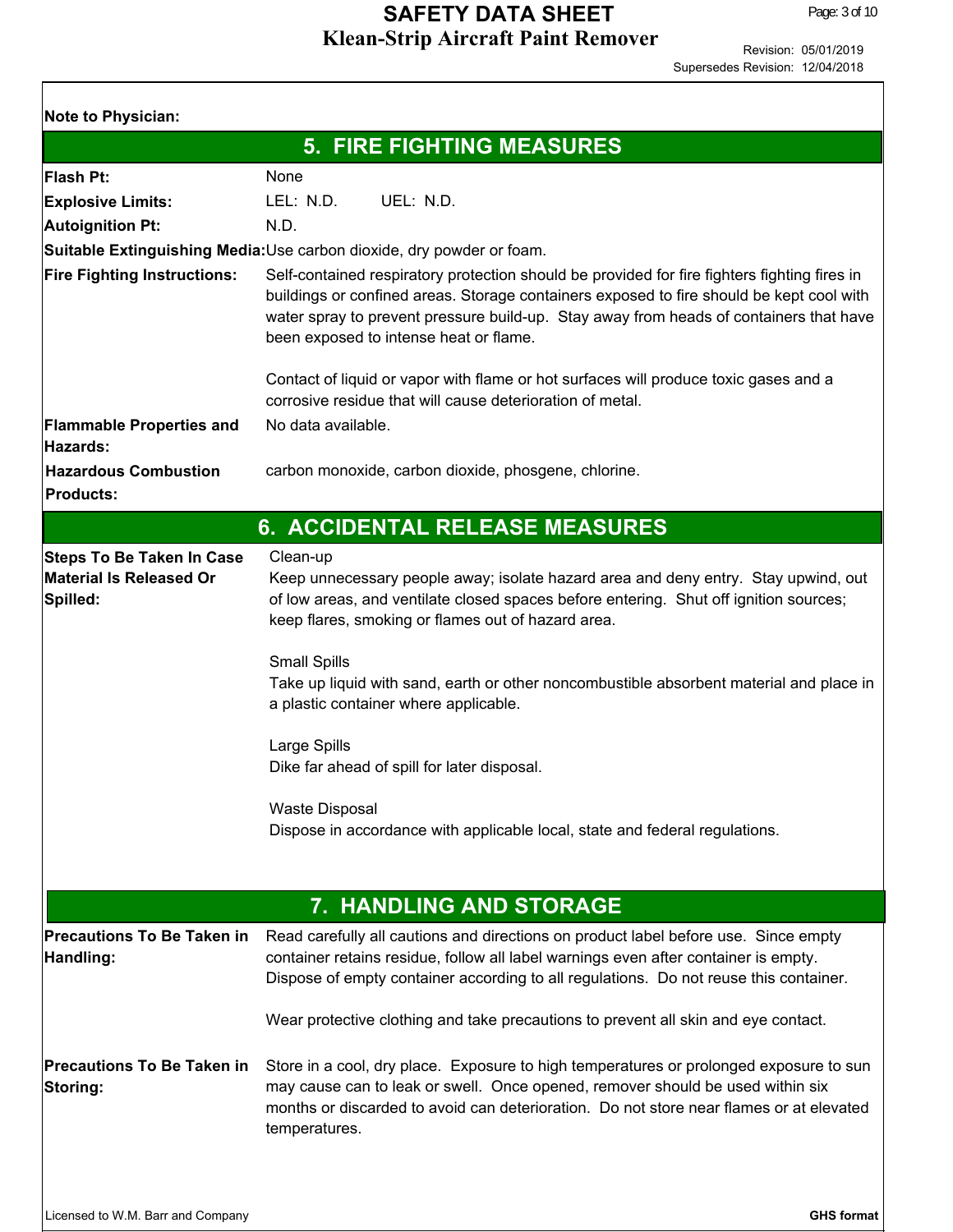**Note to Physician:**

## 5. FIRE FIGHTING MEASURES

| | |
|---|---|
| **Flash Pt:** | None |
| **Explosive Limits:** | LEL: N.D. UEL: N.D. |
| **Autoignition Pt:** | N.D. |
| **Suitable Extinguishing Media:** | Use carbon dioxide, dry powder or foam. |
| **Fire Fighting Instructions:** | Self-contained respiratory protection should be provided for fire fighters fighting fires in buildings or confined areas. Storage containers exposed to fire should be kept cool with water spray to prevent pressure build-up. Stay away from heads of containers that have been exposed to intense heat or flame.<br><br>Contact of liquid or vapor with flame or hot surfaces will produce toxic gases and a corrosive residue that will cause deterioration of metal. |
| **Flammable Properties and Hazards:** | No data available. |
| **Hazardous Combustion Products:** | carbon monoxide, carbon dioxide, phosgene, chlorine. |

## 6. ACCIDENTAL RELEASE MEASURES

**Steps To Be Taken In Case Material Is Released Or Spilled:**

Clean-up
Keep unnecessary people away; isolate hazard area and deny entry. Stay upwind, out of low areas, and ventilate closed spaces before entering. Shut off ignition sources; keep flares, smoking or flames out of hazard area.

Small Spills
Take up liquid with sand, earth or other noncombustible absorbent material and place in a plastic container where applicable.

Large Spills
Dike far ahead of spill for later disposal.

Waste Disposal
Dispose in accordance with applicable local, state and federal regulations.

## 7. HANDLING AND STORAGE

**Precautions To Be Taken in Handling:**

Read carefully all cautions and directions on product label before use. Since empty container retains residue, follow all label warnings even after container is empty. Dispose of empty container according to all regulations. Do not reuse this container.

Wear protective clothing and take precautions to prevent all skin and eye contact.

**Precautions To Be Taken in Storing:**

Store in a cool, dry place. Exposure to high temperatures or prolonged exposure to sun may cause can to leak or swell. Once opened, remover should be used within six months or discarded to avoid can deterioration. Do not store near flames or at elevated temperatures.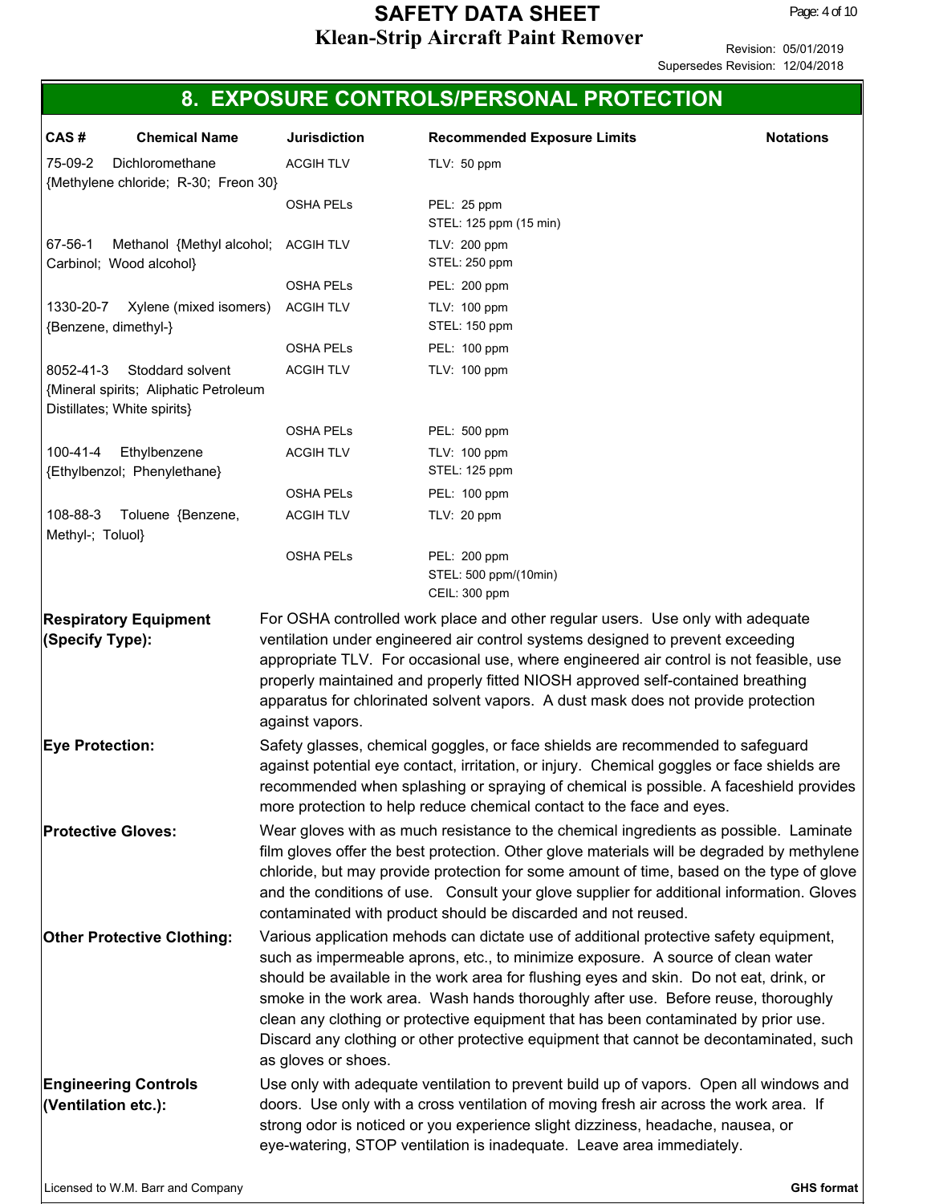## 8. EXPOSURE CONTROLS/PERSONAL PROTECTION

| CAS # | Chemical Name | Jurisdiction | Recommended Exposure Limits | Notations |
|---|---|---|---|---|
| 75-09-2 | Dichloromethane {Methylene chloride; R-30; Freon 30} | ACGIH TLV | TLV: 50 ppm | |
| | | OSHA PELs | PEL: 25 ppm<br>STEL: 125 ppm (15 min) | |
| 67-56-1 | Methanol {Methyl alcohol; Carbinol; Wood alcohol} | ACGIH TLV | TLV: 200 ppm<br>STEL: 250 ppm | |
| | | OSHA PELs | PEL: 200 ppm | |
| 1330-20-7 | Xylene (mixed isomers) {Benzene, dimethyl-} | ACGIH TLV | TLV: 100 ppm<br>STEL: 150 ppm | |
| | | OSHA PELs | PEL: 100 ppm | |
| 8052-41-3 | Stoddard solvent {Mineral spirits; Aliphatic Petroleum Distillates; White spirits} | ACGIH TLV | TLV: 100 ppm | |
| | | OSHA PELs | PEL: 500 ppm | |
| 100-41-4 | Ethylbenzene {Ethylbenzol; Phenylethane} | ACGIH TLV | TLV: 100 ppm<br>STEL: 125 ppm | |
| | | OSHA PELs | PEL: 100 ppm | |
| 108-88-3 | Toluene {Benzene, Methyl-; Toluol} | ACGIH TLV | TLV: 20 ppm | |
| | | OSHA PELs | PEL: 200 ppm<br>STEL: 500 ppm/(10min)<br>CEIL: 300 ppm | |

**Respiratory Equipment (Specify Type):** For OSHA controlled work place and other regular users. Use only with adequate ventilation under engineered air control systems designed to prevent exceeding appropriate TLV. For occasional use, where engineered air control is not feasible, use properly maintained and properly fitted NIOSH approved self-contained breathing apparatus for chlorinated solvent vapors. A dust mask does not provide protection against vapors.

**Eye Protection:** Safety glasses, chemical goggles, or face shields are recommended to safeguard against potential eye contact, irritation, or injury. Chemical goggles or face shields are recommended when splashing or spraying of chemical is possible. A faceshield provides more protection to help reduce chemical contact to the face and eyes.

**Protective Gloves:** Wear gloves with as much resistance to the chemical ingredients as possible. Laminate film gloves offer the best protection. Other glove materials will be degraded by methylene chloride, but may provide protection for some amount of time, based on the type of glove and the conditions of use. Consult your glove supplier for additional information. Gloves contaminated with product should be discarded and not reused.

**Other Protective Clothing:** Various application mehods can dictate use of additional protective safety equipment, such as impermeable aprons, etc., to minimize exposure. A source of clean water should be available in the work area for flushing eyes and skin. Do not eat, drink, or smoke in the work area. Wash hands thoroughly after use. Before reuse, thoroughly clean any clothing or protective equipment that has been contaminated by prior use. Discard any clothing or other protective equipment that cannot be decontaminated, such as gloves or shoes.

**Engineering Controls (Ventilation etc.):** Use only with adequate ventilation to prevent build up of vapors. Open all windows and doors. Use only with a cross ventilation of moving fresh air across the work area. If strong odor is noticed or you experience slight dizziness, headache, nausea, or eye-watering, STOP ventilation is inadequate. Leave area immediately.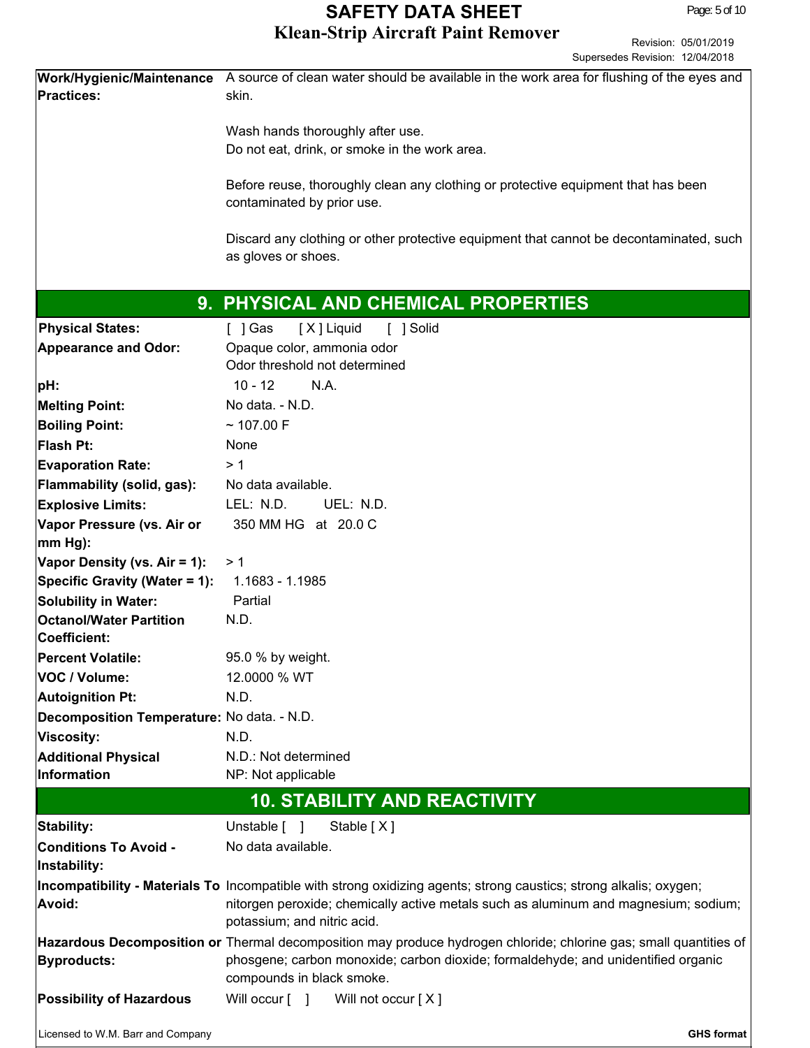| | |
|---|---|
| **Work/Hygienic/Maintenance Practices:** | A source of clean water should be available in the work area for flushing of the eyes and skin.<br><br>Wash hands thoroughly after use.<br>Do not eat, drink, or smoke in the work area.<br><br>Before reuse, thoroughly clean any clothing or protective equipment that has been contaminated by prior use.<br><br>Discard any clothing or other protective equipment that cannot be decontaminated, such as gloves or shoes. |

## 9. PHYSICAL AND CHEMICAL PROPERTIES

| | |
|---|---|
| **Physical States:** | [ ] Gas [ X ] Liquid [ ] Solid |
| **Appearance and Odor:** | Opaque color, ammonia odor<br>Odor threshold not determined |
| **pH:** | 10 - 12 N.A. |
| **Melting Point:** | No data. - N.D. |
| **Boiling Point:** | ~ 107.00 F |
| **Flash Pt:** | None |
| **Evaporation Rate:** | > 1 |
| **Flammability (solid, gas):** | No data available. |
| **Explosive Limits:** | LEL: N.D. UEL: N.D. |
| **Vapor Pressure (vs. Air or mm Hg):** | 350 MM HG at 20.0 C |
| **Vapor Density (vs. Air = 1):** | > 1 |
| **Specific Gravity (Water = 1):** | 1.1683 - 1.1985 |
| **Solubility in Water:** | Partial |
| **Octanol/Water Partition Coefficient:** | N.D. |
| **Percent Volatile:** | 95.0 % by weight. |
| **VOC / Volume:** | 12.0000 % WT |
| **Autoignition Pt:** | N.D. |
| **Decomposition Temperature:** | No data. - N.D. |
| **Viscosity:** | N.D. |
| **Additional Physical Information** | N.D.: Not determined<br>NP: Not applicable |

## 10. STABILITY AND REACTIVITY

| | |
|---|---|
| **Stability:** | Unstable [ ] Stable [ X ] |
| **Conditions To Avoid - Instability:** | No data available. |
| **Incompatibility - Materials To Avoid:** | Incompatible with strong oxidizing agents; strong caustics; strong alkalis; oxygen; nitorgen peroxide; chemically active metals such as aluminum and magnesium; sodium; potassium; and nitric acid. |
| **Hazardous Decomposition or Byproducts:** | Thermal decomposition may produce hydrogen chloride; chlorine gas; small quantities of phosgene; carbon monoxide; carbon dioxide; formaldehyde; and unidentified organic compounds in black smoke. |
| **Possibility of Hazardous** | Will occur [ ] Will not occur [ X ] |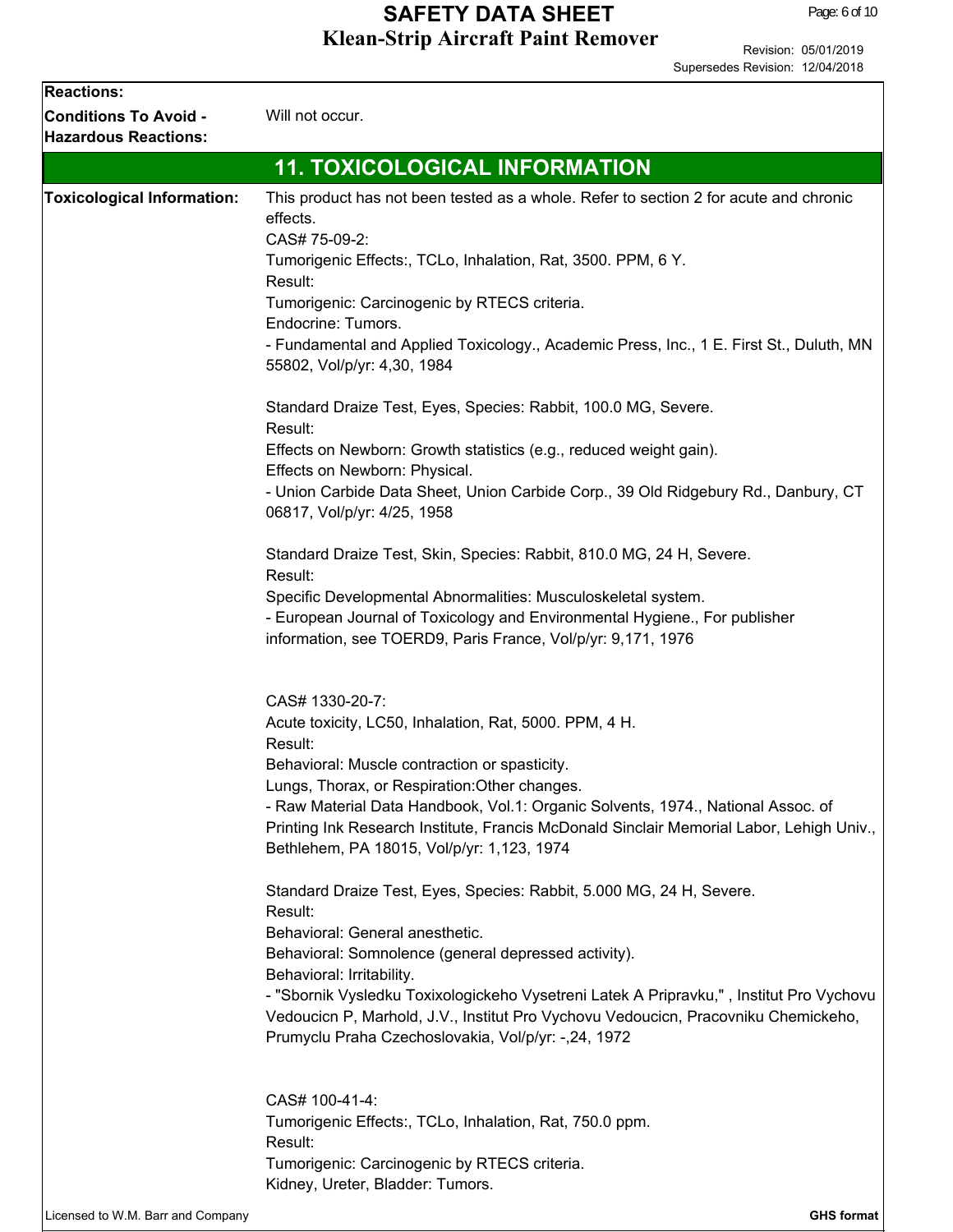| **Reactions:** | |
|---|---|
| **Conditions To Avoid - Hazardous Reactions:** | Will not occur. |

## 11. TOXICOLOGICAL INFORMATION

**Toxicological Information:**

This product has not been tested as a whole. Refer to section 2 for acute and chronic effects.

CAS# 75-09-2:
Tumorigenic Effects:, TCLo, Inhalation, Rat, 3500. PPM, 6 Y.
Result:
Tumorigenic: Carcinogenic by RTECS criteria.
Endocrine: Tumors.
- Fundamental and Applied Toxicology., Academic Press, Inc., 1 E. First St., Duluth, MN 55802, Vol/p/yr: 4,30, 1984

Standard Draize Test, Eyes, Species: Rabbit, 100.0 MG, Severe.
Result:
Effects on Newborn: Growth statistics (e.g., reduced weight gain).
Effects on Newborn: Physical.
- Union Carbide Data Sheet, Union Carbide Corp., 39 Old Ridgebury Rd., Danbury, CT 06817, Vol/p/yr: 4/25, 1958

Standard Draize Test, Skin, Species: Rabbit, 810.0 MG, 24 H, Severe.
Result:
Specific Developmental Abnormalities: Musculoskeletal system.
- European Journal of Toxicology and Environmental Hygiene., For publisher information, see TOERD9, Paris France, Vol/p/yr: 9,171, 1976

CAS# 1330-20-7:
Acute toxicity, LC50, Inhalation, Rat, 5000. PPM, 4 H.
Result:
Behavioral: Muscle contraction or spasticity.
Lungs, Thorax, or Respiration:Other changes.
- Raw Material Data Handbook, Vol.1: Organic Solvents, 1974., National Assoc. of Printing Ink Research Institute, Francis McDonald Sinclair Memorial Labor, Lehigh Univ., Bethlehem, PA 18015, Vol/p/yr: 1,123, 1974

Standard Draize Test, Eyes, Species: Rabbit, 5.000 MG, 24 H, Severe.
Result:
Behavioral: General anesthetic.
Behavioral: Somnolence (general depressed activity).
Behavioral: Irritability.
- "Sbornik Vysledku Toxixologickeho Vysetreni Latek A Pripravku," , Institut Pro Vychovu Vedoucicn P, Marhold, J.V., Institut Pro Vychovu Vedoucicn, Pracovniku Chemickeho, Prumyclu Praha Czechoslovakia, Vol/p/yr: -,24, 1972

CAS# 100-41-4:
Tumorigenic Effects:, TCLo, Inhalation, Rat, 750.0 ppm.
Result:
Tumorigenic: Carcinogenic by RTECS criteria.
Kidney, Ureter, Bladder: Tumors.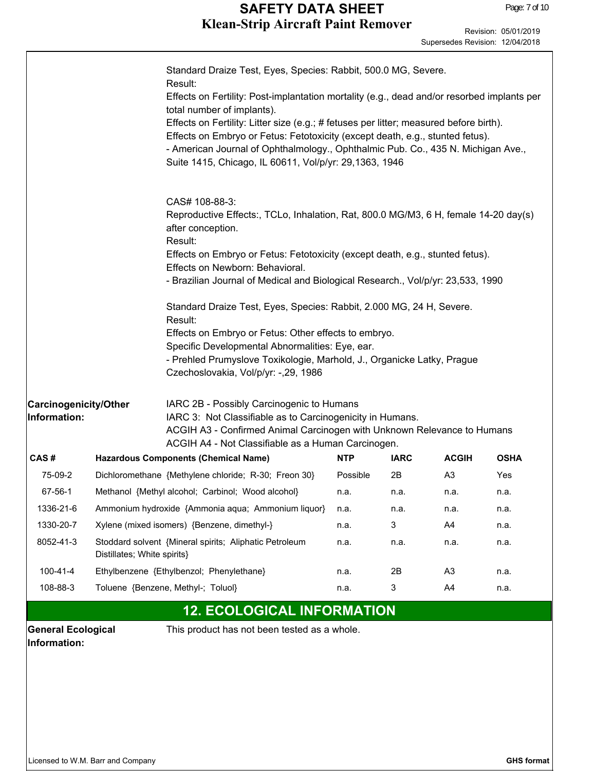Standard Draize Test, Eyes, Species: Rabbit, 500.0 MG, Severe.
Result:
Effects on Fertility: Post-implantation mortality (e.g., dead and/or resorbed implants per total number of implants).
Effects on Fertility: Litter size (e.g.; # fetuses per litter; measured before birth).
Effects on Embryo or Fetus: Fetotoxicity (except death, e.g., stunted fetus).
- American Journal of Ophthalmology., Ophthalmic Pub. Co., 435 N. Michigan Ave., Suite 1415, Chicago, IL 60611, Vol/p/yr: 29,1363, 1946

CAS# 108-88-3:
Reproductive Effects:, TCLo, Inhalation, Rat, 800.0 MG/M3, 6 H, female 14-20 day(s) after conception.
Result:
Effects on Embryo or Fetus: Fetotoxicity (except death, e.g., stunted fetus).
Effects on Newborn: Behavioral.
- Brazilian Journal of Medical and Biological Research., Vol/p/yr: 23,533, 1990

Standard Draize Test, Eyes, Species: Rabbit, 2.000 MG, 24 H, Severe.
Result:
Effects on Embryo or Fetus: Other effects to embryo.
Specific Developmental Abnormalities: Eye, ear.
- Prehled Prumyslove Toxikologie, Marhold, J., Organicke Latky, Prague Czechoslovakia, Vol/p/yr: -,29, 1986

**Carcinogenicity/Other Information:**
IARC 2B - Possibly Carcinogenic to Humans
IARC 3: Not Classifiable as to Carcinogenicity in Humans.
ACGIH A3 - Confirmed Animal Carcinogen with Unknown Relevance to Humans
ACGIH A4 - Not Classifiable as a Human Carcinogen.

| CAS # | Hazardous Components (Chemical Name) | NTP | IARC | ACGIH | OSHA |
|---|---|---|---|---|---|
| 75-09-2 | Dichloromethane {Methylene chloride; R-30; Freon 30} | Possible | 2B | A3 | Yes |
| 67-56-1 | Methanol {Methyl alcohol; Carbinol; Wood alcohol} | n.a. | n.a. | n.a. | n.a. |
| 1336-21-6 | Ammonium hydroxide {Ammonia aqua; Ammonium liquor} | n.a. | n.a. | n.a. | n.a. |
| 1330-20-7 | Xylene (mixed isomers) {Benzene, dimethyl-} | n.a. | 3 | A4 | n.a. |
| 8052-41-3 | Stoddard solvent {Mineral spirits; Aliphatic Petroleum Distillates; White spirits} | n.a. | n.a. | n.a. | n.a. |
| 100-41-4 | Ethylbenzene {Ethylbenzol; Phenylethane} | n.a. | 2B | A3 | n.a. |
| 108-88-3 | Toluene {Benzene, Methyl-; Toluol} | n.a. | 3 | A4 | n.a. |

## 12. ECOLOGICAL INFORMATION

**General Ecological Information:** This product has not been tested as a whole.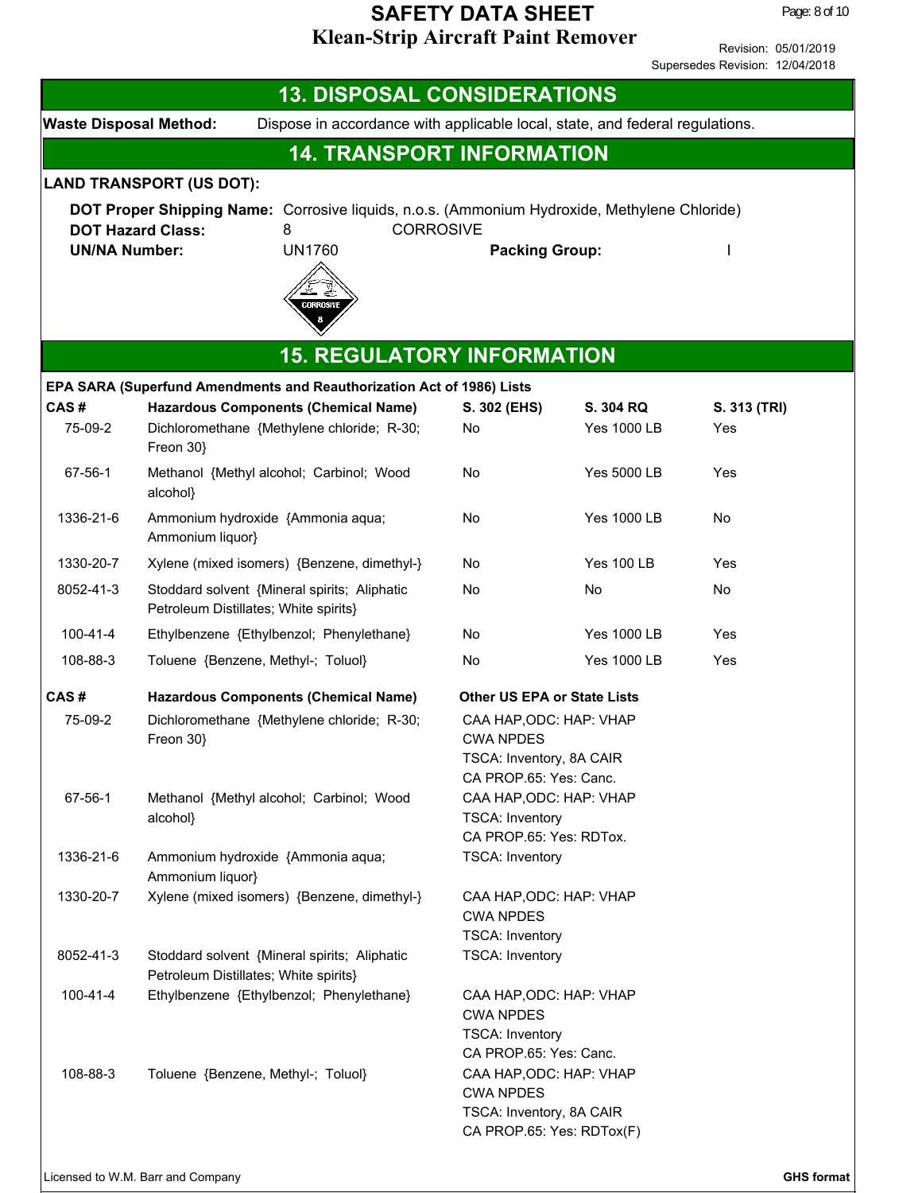## 13. DISPOSAL CONSIDERATIONS

**Waste Disposal Method:** Dispose in accordance with applicable local, state, and federal regulations.

## 14. TRANSPORT INFORMATION

**LAND TRANSPORT (US DOT):**

**DOT Proper Shipping Name:** Corrosive liquids, n.o.s. (Ammonium Hydroxide, Methylene Chloride)

**DOT Hazard Class:** 8 CORROSIVE

**UN/NA Number:** UN1760 **Packing Group:** I

## 15. REGULATORY INFORMATION

**EPA SARA (Superfund Amendments and Reauthorization Act of 1986) Lists**

| CAS # | Hazardous Components (Chemical Name) | S. 302 (EHS) | S. 304 RQ | S. 313 (TRI) |
|---|---|---|---|---|
| 75-09-2 | Dichloromethane {Methylene chloride; R-30; Freon 30} | No | Yes 1000 LB | Yes |
| 67-56-1 | Methanol {Methyl alcohol; Carbinol; Wood alcohol} | No | Yes 5000 LB | Yes |
| 1336-21-6 | Ammonium hydroxide {Ammonia aqua; Ammonium liquor} | No | Yes 1000 LB | No |
| 1330-20-7 | Xylene (mixed isomers) {Benzene, dimethyl-} | No | Yes 100 LB | Yes |
| 8052-41-3 | Stoddard solvent {Mineral spirits; Aliphatic Petroleum Distillates; White spirits} | No | No | No |
| 100-41-4 | Ethylbenzene {Ethylbenzol; Phenylethane} | No | Yes 1000 LB | Yes |
| 108-88-3 | Toluene {Benzene, Methyl-; Toluol} | No | Yes 1000 LB | Yes |

| CAS # | Hazardous Components (Chemical Name) | Other US EPA or State Lists |
|---|---|---|
| 75-09-2 | Dichloromethane {Methylene chloride; R-30; Freon 30} | CAA HAP,ODC: HAP: VHAP<br>CWA NPDES<br>TSCA: Inventory, 8A CAIR<br>CA PROP.65: Yes: Canc. |
| 67-56-1 | Methanol {Methyl alcohol; Carbinol; Wood alcohol} | CAA HAP,ODC: HAP: VHAP<br>TSCA: Inventory<br>CA PROP.65: Yes: RDTox. |
| 1336-21-6 | Ammonium hydroxide {Ammonia aqua; Ammonium liquor} | TSCA: Inventory |
| 1330-20-7 | Xylene (mixed isomers) {Benzene, dimethyl-} | CAA HAP,ODC: HAP: VHAP<br>CWA NPDES<br>TSCA: Inventory |
| 8052-41-3 | Stoddard solvent {Mineral spirits; Aliphatic Petroleum Distillates; White spirits} | TSCA: Inventory |
| 100-41-4 | Ethylbenzene {Ethylbenzol; Phenylethane} | CAA HAP,ODC: HAP: VHAP<br>CWA NPDES<br>TSCA: Inventory<br>CA PROP.65: Yes: Canc. |
| 108-88-3 | Toluene {Benzene, Methyl-; Toluol} | CAA HAP,ODC: HAP: VHAP<br>CWA NPDES<br>TSCA: Inventory, 8A CAIR<br>CA PROP.65: Yes: RDTox(F) |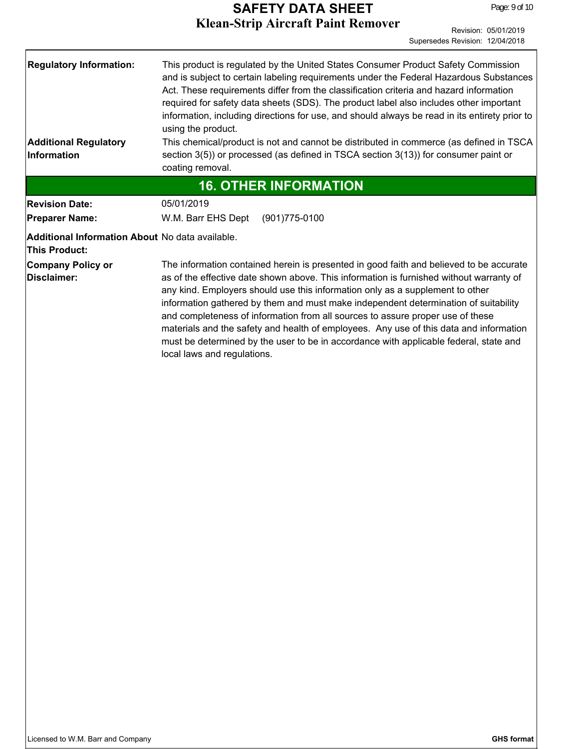**Regulatory Information:** This product is regulated by the United States Consumer Product Safety Commission and is subject to certain labeling requirements under the Federal Hazardous Substances Act. These requirements differ from the classification criteria and hazard information required for safety data sheets (SDS). The product label also includes other important information, including directions for use, and should always be read in its entirety prior to using the product.

**Additional Regulatory Information** This chemical/product is not and cannot be distributed in commerce (as defined in TSCA section 3(5)) or processed (as defined in TSCA section 3(13)) for consumer paint or coating removal.

## 16. OTHER INFORMATION

**Revision Date:** 05/01/2019

**Preparer Name:** W.M. Barr EHS Dept (901)775-0100

**Additional Information About This Product:** No data available.

**Company Policy or Disclaimer:** The information contained herein is presented in good faith and believed to be accurate as of the effective date shown above. This information is furnished without warranty of any kind. Employers should use this information only as a supplement to other information gathered by them and must make independent determination of suitability and completeness of information from all sources to assure proper use of these materials and the safety and health of employees. Any use of this data and information must be determined by the user to be in accordance with applicable federal, state and local laws and regulations.